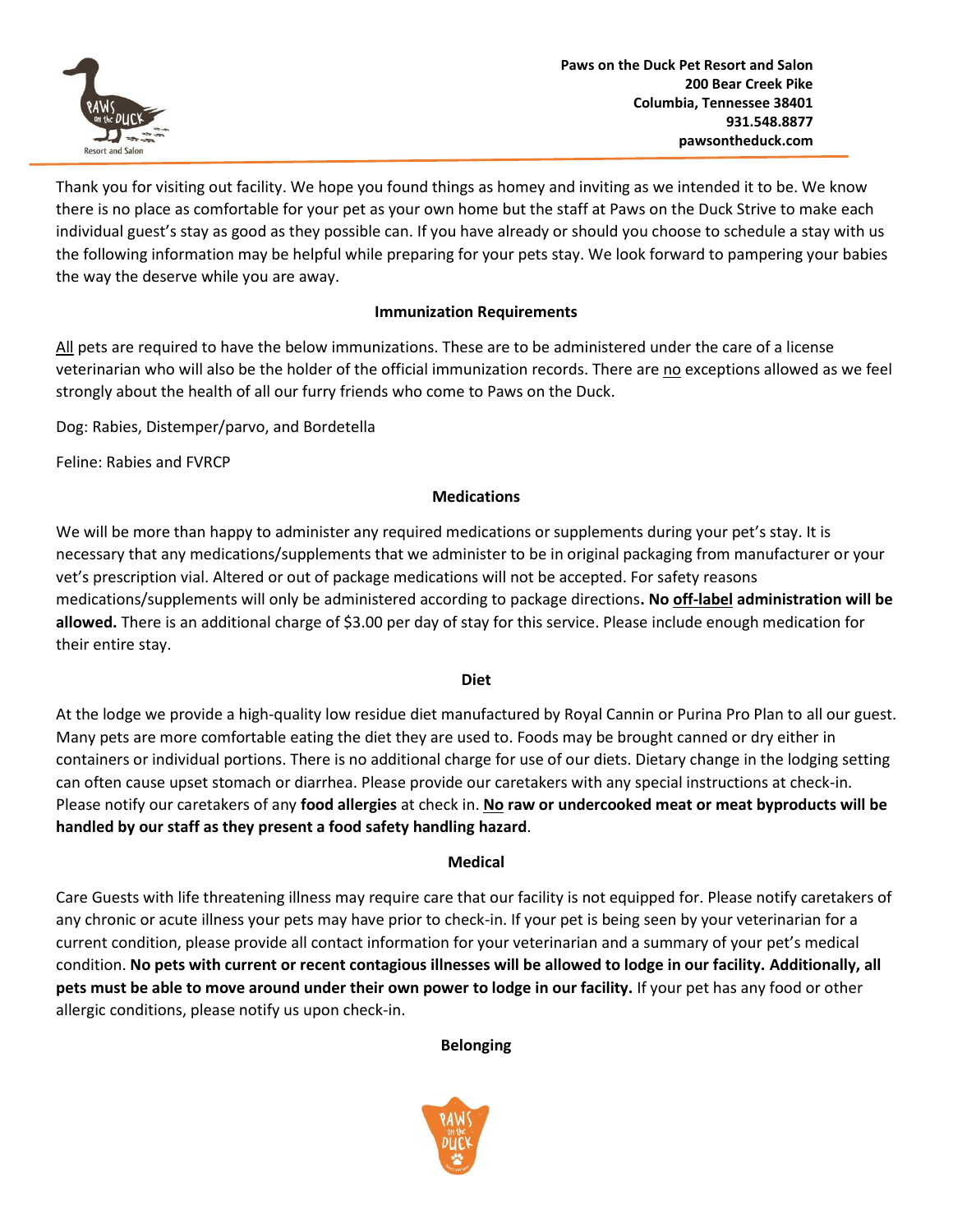Paws on the Duck Pet Resort and Salon
200 Bear Creek Pike
Columbia, Tennessee 38401
931.548.8877
pawsontheduck.com

Thank you for visiting out facility. We hope you found things as homey and inviting as we intended it to be. We know there is no place as comfortable for your pet as your own home but the staff at Paws on the Duck Strive to make each individual guest's stay as good as they possible can. If you have already or should you choose to schedule a stay with us the following information may be helpful while preparing for your pets stay. We look forward to pampering your babies the way the deserve while you are away.

## Immunization Requirements

All pets are required to have the below immunizations. These are to be administered under the care of a license veterinarian who will also be the holder of the official immunization records. There are no exceptions allowed as we feel strongly about the health of all our furry friends who come to Paws on the Duck.

Dog: Rabies, Distemper/parvo, and Bordetella

Feline: Rabies and FVRCP

## Medications

We will be more than happy to administer any required medications or supplements during your pet's stay. It is necessary that any medications/supplements that we administer to be in original packaging from manufacturer or your vet's prescription vial. Altered or out of package medications will not be accepted. For safety reasons medications/supplements will only be administered according to package directions**. No off-label administration will be allowed.** There is an additional charge of $3.00 per day of stay for this service. Please include enough medication for their entire stay.

## Diet

At the lodge we provide a high-quality low residue diet manufactured by Royal Cannin or Purina Pro Plan to all our guest. Many pets are more comfortable eating the diet they are used to. Foods may be brought canned or dry either in containers or individual portions. There is no additional charge for use of our diets. Dietary change in the lodging setting can often cause upset stomach or diarrhea. Please provide our caretakers with any special instructions at check-in. Please notify our caretakers of any **food allergies** at check in. **No raw or undercooked meat or meat byproducts will be handled by our staff as they present a food safety handling hazard**.

## Medical

Care Guests with life threatening illness may require care that our facility is not equipped for. Please notify caretakers of any chronic or acute illness your pets may have prior to check-in. If your pet is being seen by your veterinarian for a current condition, please provide all contact information for your veterinarian and a summary of your pet's medical condition. **No pets with current or recent contagious illnesses will be allowed to lodge in our facility. Additionally, all pets must be able to move around under their own power to lodge in our facility.** If your pet has any food or other allergic conditions, please notify us upon check-in.

## Belonging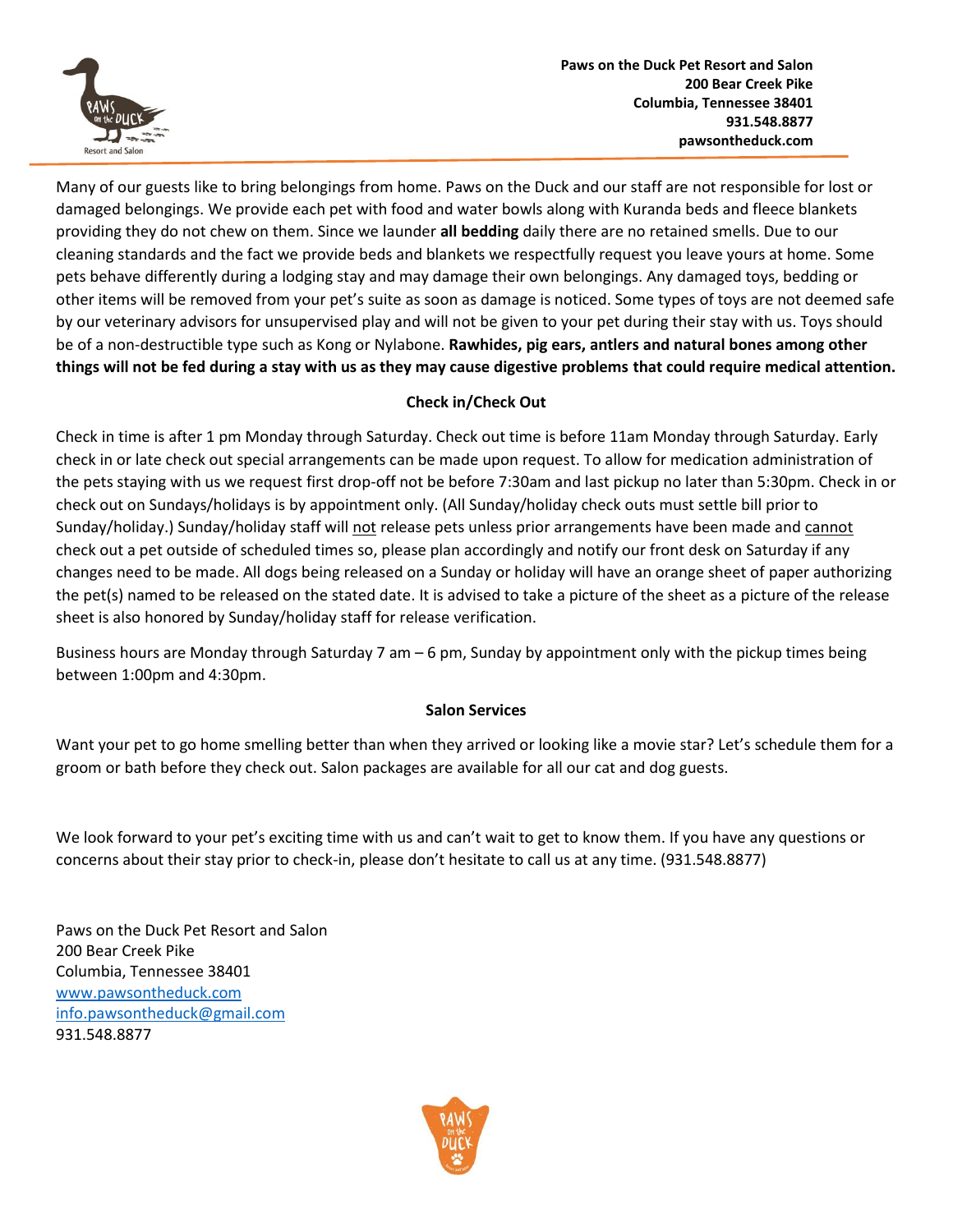Many of our guests like to bring belongings from home. Paws on the Duck and our staff are not responsible for lost or damaged belongings. We provide each pet with food and water bowls along with Kuranda beds and fleece blankets providing they do not chew on them. Since we launder **all bedding** daily there are no retained smells. Due to our cleaning standards and the fact we provide beds and blankets we respectfully request you leave yours at home. Some pets behave differently during a lodging stay and may damage their own belongings. Any damaged toys, bedding or other items will be removed from your pet's suite as soon as damage is noticed. Some types of toys are not deemed safe by our veterinary advisors for unsupervised play and will not be given to your pet during their stay with us. Toys should be of a non-destructible type such as Kong or Nylabone. **Rawhides, pig ears, antlers and natural bones among other things will not be fed during a stay with us as they may cause digestive problems that could require medical attention.**

## Check in/Check Out

Check in time is after 1 pm Monday through Saturday. Check out time is before 11am Monday through Saturday. Early check in or late check out special arrangements can be made upon request. To allow for medication administration of the pets staying with us we request first drop-off not be before 7:30am and last pickup no later than 5:30pm. Check in or check out on Sundays/holidays is by appointment only. (All Sunday/holiday check outs must settle bill prior to Sunday/holiday.) Sunday/holiday staff will not release pets unless prior arrangements have been made and cannot check out a pet outside of scheduled times so, please plan accordingly and notify our front desk on Saturday if any changes need to be made. All dogs being released on a Sunday or holiday will have an orange sheet of paper authorizing the pet(s) named to be released on the stated date. It is advised to take a picture of the sheet as a picture of the release sheet is also honored by Sunday/holiday staff for release verification.

Business hours are Monday through Saturday 7 am – 6 pm, Sunday by appointment only with the pickup times being between 1:00pm and 4:30pm.

## Salon Services

Want your pet to go home smelling better than when they arrived or looking like a movie star? Let's schedule them for a groom or bath before they check out. Salon packages are available for all our cat and dog guests.

We look forward to your pet's exciting time with us and can't wait to get to know them. If you have any questions or concerns about their stay prior to check-in, please don't hesitate to call us at any time. (931.548.8877)

Paws on the Duck Pet Resort and Salon
200 Bear Creek Pike
Columbia, Tennessee 38401
www.pawsontheduck.com
info.pawsontheduck@gmail.com
931.548.8877